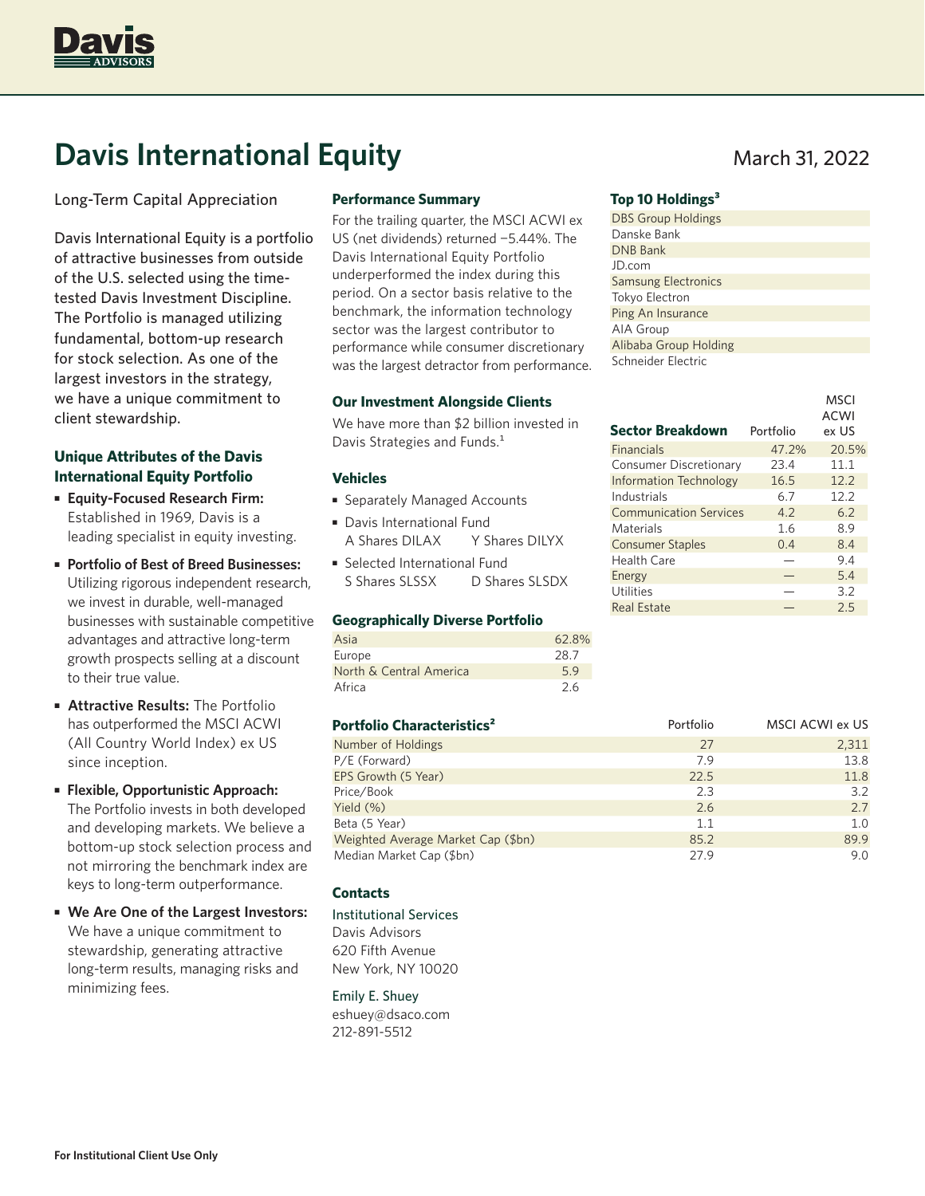# Davis International Equity

March 31, 2022

Long-Term Capital Appreciation

Davis International Equity is a portfolio of attractive businesses from outside of the U.S. selected using the time-tested Davis Investment Discipline. The Portfolio is managed utilizing fundamental, bottom-up research for stock selection. As one of the largest investors in the strategy, we have a unique commitment to client stewardship.

### Unique Attributes of the Davis International Equity Portfolio

- **Equity-Focused Research Firm:** Established in 1969, Davis is a leading specialist in equity investing.
- **Portfolio of Best of Breed Businesses:** Utilizing rigorous independent research, we invest in durable, well-managed businesses with sustainable competitive advantages and attractive long-term growth prospects selling at a discount to their true value.
- **Attractive Results:** The Portfolio has outperformed the MSCI ACWI (All Country World Index) ex US since inception.
- **Flexible, Opportunistic Approach:** The Portfolio invests in both developed and developing markets. We believe a bottom-up stock selection process and not mirroring the benchmark index are keys to long-term outperformance.
- **We Are One of the Largest Investors:** We have a unique commitment to stewardship, generating attractive long-term results, managing risks and minimizing fees.

### Performance Summary

For the trailing quarter, the MSCI ACWI ex US (net dividends) returned −5.44%. The Davis International Equity Portfolio underperformed the index during this period. On a sector basis relative to the benchmark, the information technology sector was the largest contributor to performance while consumer discretionary was the largest detractor from performance.

### Our Investment Alongside Clients

We have more than $2 billion invested in Davis Strategies and Funds.[1]

### Vehicles

- Separately Managed Accounts
- Davis International Fund
  A Shares DILAX Y Shares DILYX
- Selected International Fund
  S Shares SLSSX D Shares SLSDX

### Geographically Diverse Portfolio

| Region | % |
|---|---|
| Asia | 62.8% |
| Europe | 28.7 |
| North & Central America | 5.9 |
| Africa | 2.6 |

### Top 10 Holdings[3]

- DBS Group Holdings
- Danske Bank
- DNB Bank
- JD.com
- Samsung Electronics
- Tokyo Electron
- Ping An Insurance
- AIA Group
- Alibaba Group Holding
- Schneider Electric

### Sector Breakdown

| Sector Breakdown | Portfolio | MSCI ACWI ex US |
|---|---|---|
| Financials | 47.2% | 20.5% |
| Consumer Discretionary | 23.4 | 11.1 |
| Information Technology | 16.5 | 12.2 |
| Industrials | 6.7 | 12.2 |
| Communication Services | 4.2 | 6.2 |
| Materials | 1.6 | 8.9 |
| Consumer Staples | 0.4 | 8.4 |
| Health Care | — | 9.4 |
| Energy | — | 5.4 |
| Utilities | — | 3.2 |
| Real Estate | — | 2.5 |

### Portfolio Characteristics[2]

| | Portfolio | MSCI ACWI ex US |
|---|---|---|
| Number of Holdings | 27 | 2,311 |
| P/E (Forward) | 7.9 | 13.8 |
| EPS Growth (5 Year) | 22.5 | 11.8 |
| Price/Book | 2.3 | 3.2 |
| Yield (%) | 2.6 | 2.7 |
| Beta (5 Year) | 1.1 | 1.0 |
| Weighted Average Market Cap ($bn) | 85.2 | 89.9 |
| Median Market Cap ($bn) | 27.9 | 9.0 |

### Contacts

Institutional Services
Davis Advisors
620 Fifth Avenue
New York, NY 10020

Emily E. Shuey
eshuey@dsaco.com
212-891-5512

**For Institutional Client Use Only**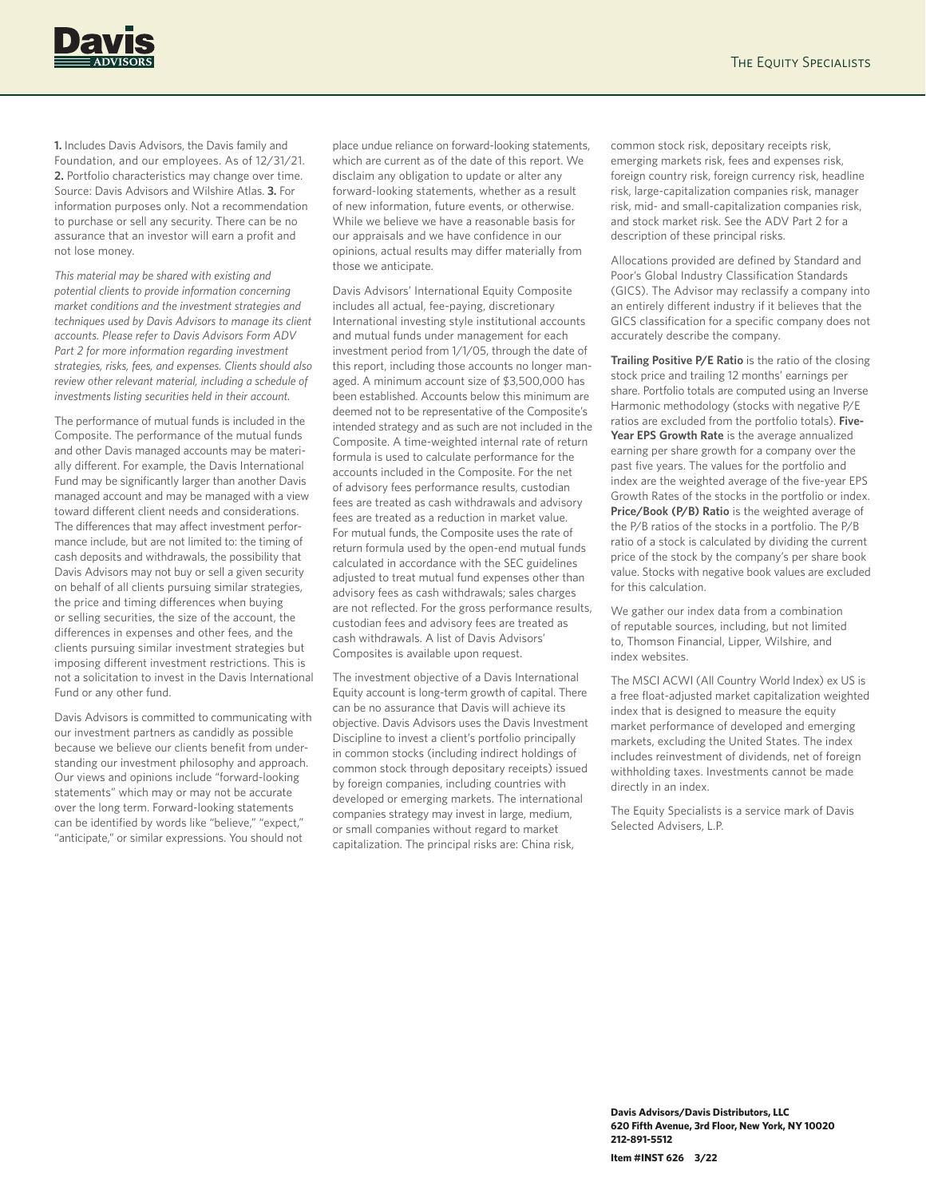**1.** Includes Davis Advisors, the Davis family and Foundation, and our employees. As of 12/31/21. **2.** Portfolio characteristics may change over time. Source: Davis Advisors and Wilshire Atlas. **3.** For information purposes only. Not a recommendation to purchase or sell any security. There can be no assurance that an investor will earn a profit and not lose money.

*This material may be shared with existing and potential clients to provide information concerning market conditions and the investment strategies and techniques used by Davis Advisors to manage its client accounts. Please refer to Davis Advisors Form ADV Part 2 for more information regarding investment strategies, risks, fees, and expenses. Clients should also review other relevant material, including a schedule of investments listing securities held in their account.*

The performance of mutual funds is included in the Composite. The performance of the mutual funds and other Davis managed accounts may be materially different. For example, the Davis International Fund may be significantly larger than another Davis managed account and may be managed with a view toward different client needs and considerations. The differences that may affect investment performance include, but are not limited to: the timing of cash deposits and withdrawals, the possibility that Davis Advisors may not buy or sell a given security on behalf of all clients pursuing similar strategies, the price and timing differences when buying or selling securities, the size of the account, the differences in expenses and other fees, and the clients pursuing similar investment strategies but imposing different investment restrictions. This is not a solicitation to invest in the Davis International Fund or any other fund.

Davis Advisors is committed to communicating with our investment partners as candidly as possible because we believe our clients benefit from understanding our investment philosophy and approach. Our views and opinions include "forward-looking statements" which may or may not be accurate over the long term. Forward-looking statements can be identified by words like "believe," "expect," "anticipate," or similar expressions. You should not place undue reliance on forward-looking statements, which are current as of the date of this report. We disclaim any obligation to update or alter any forward-looking statements, whether as a result of new information, future events, or otherwise. While we believe we have a reasonable basis for our appraisals and we have confidence in our opinions, actual results may differ materially from those we anticipate.

Davis Advisors' International Equity Composite includes all actual, fee-paying, discretionary International investing style institutional accounts and mutual funds under management for each investment period from 1/1/05, through the date of this report, including those accounts no longer managed. A minimum account size of $3,500,000 has been established. Accounts below this minimum are deemed not to be representative of the Composite's intended strategy and as such are not included in the Composite. A time-weighted internal rate of return formula is used to calculate performance for the accounts included in the Composite. For the net of advisory fees performance results, custodian fees are treated as cash withdrawals and advisory fees are treated as a reduction in market value. For mutual funds, the Composite uses the rate of return formula used by the open-end mutual funds calculated in accordance with the SEC guidelines adjusted to treat mutual fund expenses other than advisory fees as cash withdrawals; sales charges are not reflected. For the gross performance results, custodian fees and advisory fees are treated as cash withdrawals. A list of Davis Advisors' Composites is available upon request.

The investment objective of a Davis International Equity account is long-term growth of capital. There can be no assurance that Davis will achieve its objective. Davis Advisors uses the Davis Investment Discipline to invest a client's portfolio principally in common stocks (including indirect holdings of common stock through depositary receipts) issued by foreign companies, including countries with developed or emerging markets. The international companies strategy may invest in large, medium, or small companies without regard to market capitalization. The principal risks are: China risk, common stock risk, depositary receipts risk, emerging markets risk, fees and expenses risk, foreign country risk, foreign currency risk, headline risk, large-capitalization companies risk, manager risk, mid- and small-capitalization companies risk, and stock market risk. See the ADV Part 2 for a description of these principal risks.

Allocations provided are defined by Standard and Poor's Global Industry Classification Standards (GICS). The Advisor may reclassify a company into an entirely different industry if it believes that the GICS classification for a specific company does not accurately describe the company.

**Trailing Positive P/E Ratio** is the ratio of the closing stock price and trailing 12 months' earnings per share. Portfolio totals are computed using an Inverse Harmonic methodology (stocks with negative P/E ratios are excluded from the portfolio totals). **Five-Year EPS Growth Rate** is the average annualized earning per share growth for a company over the past five years. The values for the portfolio and index are the weighted average of the five-year EPS Growth Rates of the stocks in the portfolio or index. **Price/Book (P/B) Ratio** is the weighted average of the P/B ratios of the stocks in a portfolio. The P/B ratio of a stock is calculated by dividing the current price of the stock by the company's per share book value. Stocks with negative book values are excluded for this calculation.

We gather our index data from a combination of reputable sources, including, but not limited to, Thomson Financial, Lipper, Wilshire, and index websites.

The MSCI ACWI (All Country World Index) ex US is a free float-adjusted market capitalization weighted index that is designed to measure the equity market performance of developed and emerging markets, excluding the United States. The index includes reinvestment of dividends, net of foreign withholding taxes. Investments cannot be made directly in an index.

The Equity Specialists is a service mark of Davis Selected Advisers, L.P.

**Davis Advisors/Davis Distributors, LLC**
**620 Fifth Avenue, 3rd Floor, New York, NY 10020**
**212-891-5512**

**Item #INST 626 3/22**